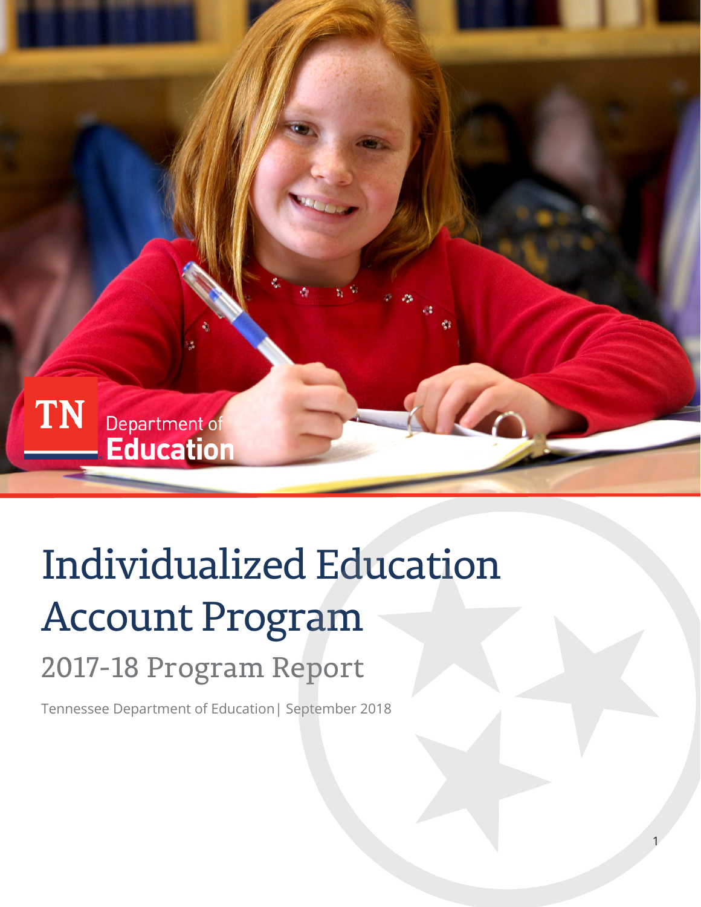TN Department of Education

# Individualized Education Account Program

## 2017-18 Program Report

Tennessee Department of Education | September 2018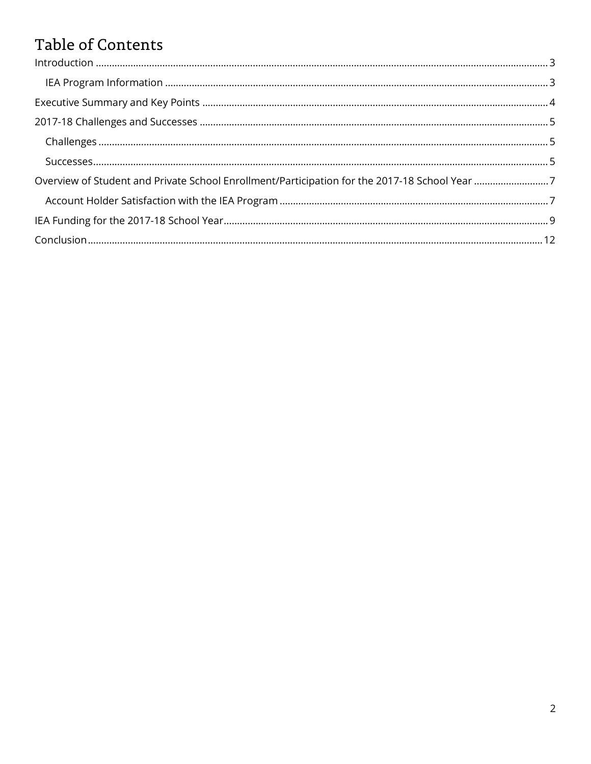# Table of Contents

Introduction ........................................................................................................................................................... 3

- IEA Program Information ............................................................................................................................... 3

Executive Summary and Key Points ................................................................................................................. 4

2017-18 Challenges and Successes .................................................................................................................. 5

- Challenges ...................................................................................................................................................... 5
- Successes......................................................................................................................................................... 5

Overview of Student and Private School Enrollment/Participation for the 2017-18 School Year ............................ 7

- Account Holder Satisfaction with the IEA Program .................................................................................... 7

IEA Funding for the 2017-18 School Year......................................................................................................... 9

Conclusion.......................................................................................................................................................... 12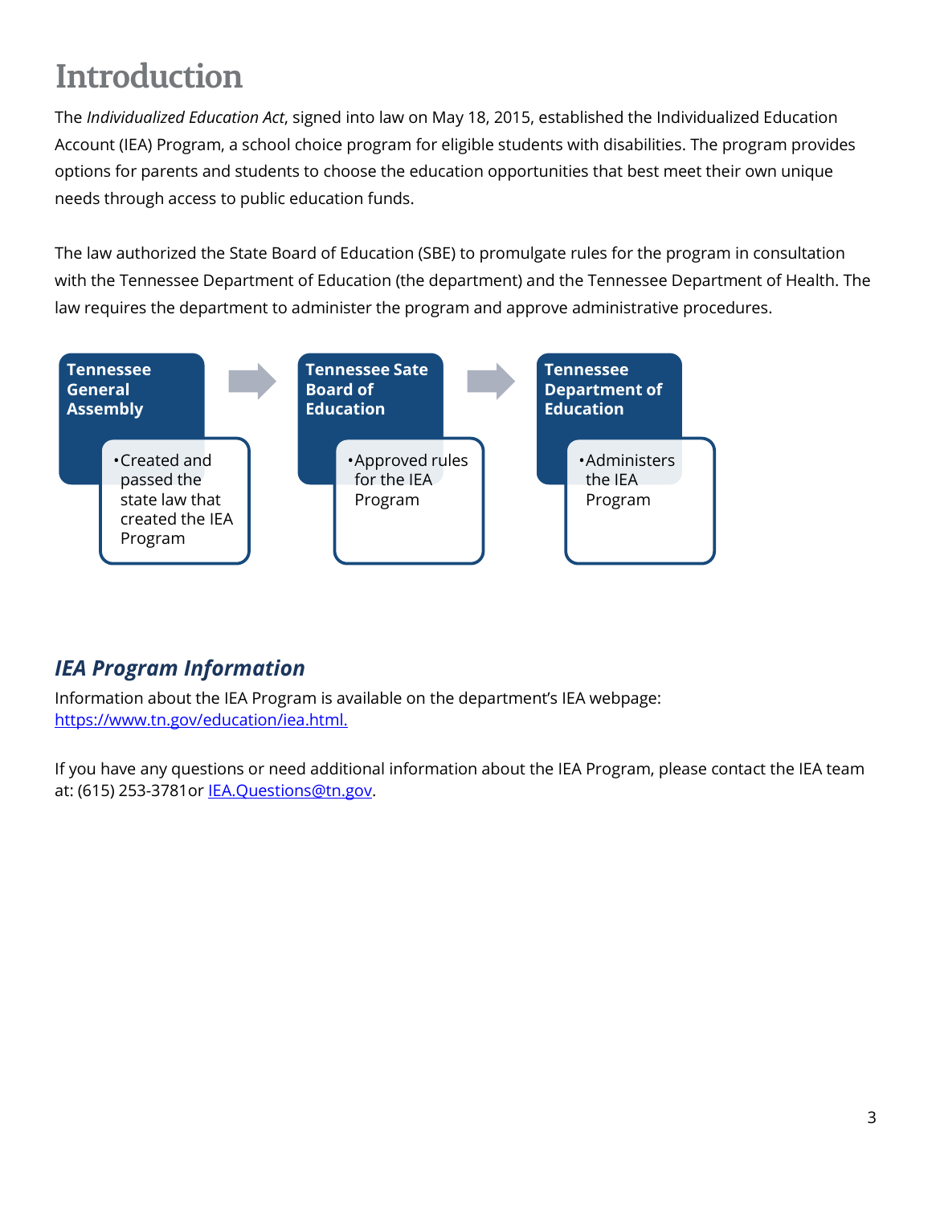# Introduction

The *Individualized Education Act*, signed into law on May 18, 2015, established the Individualized Education Account (IEA) Program, a school choice program for eligible students with disabilities. The program provides options for parents and students to choose the education opportunities that best meet their own unique needs through access to public education funds.

The law authorized the State Board of Education (SBE) to promulgate rules for the program in consultation with the Tennessee Department of Education (the department) and the Tennessee Department of Health. The law requires the department to administer the program and approve administrative procedures.

**Tennessee General Assembly**
- Created and passed the state law that created the IEA Program

→

**Tennessee Sate Board of Education**
- Approved rules for the IEA Program

→

**Tennessee Department of Education**
- Administers the IEA Program

## *IEA Program Information*

Information about the IEA Program is available on the department's IEA webpage: [https://www.tn.gov/education/iea.html.](https://www.tn.gov/education/iea.html)

If you have any questions or need additional information about the IEA Program, please contact the IEA team at: (615) 253-3781or [IEA.Questions@tn.gov](mailto:IEA.Questions@tn.gov).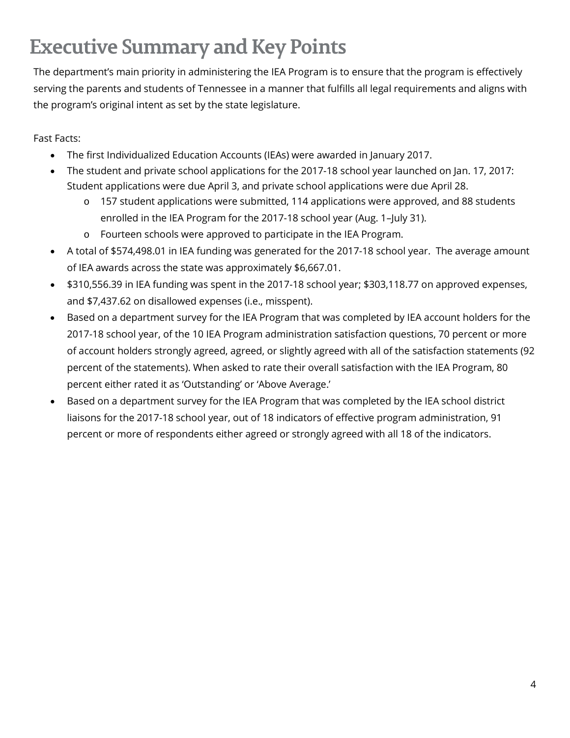# Executive Summary and Key Points

The department's main priority in administering the IEA Program is to ensure that the program is effectively serving the parents and students of Tennessee in a manner that fulfills all legal requirements and aligns with the program's original intent as set by the state legislature.

Fast Facts:

- The first Individualized Education Accounts (IEAs) were awarded in January 2017.
- The student and private school applications for the 2017-18 school year launched on Jan. 17, 2017: Student applications were due April 3, and private school applications were due April 28.
  - 157 student applications were submitted, 114 applications were approved, and 88 students enrolled in the IEA Program for the 2017-18 school year (Aug. 1–July 31).
  - Fourteen schools were approved to participate in the IEA Program.
- A total of $574,498.01 in IEA funding was generated for the 2017-18 school year. The average amount of IEA awards across the state was approximately $6,667.01.
- $310,556.39 in IEA funding was spent in the 2017-18 school year; $303,118.77 on approved expenses, and $7,437.62 on disallowed expenses (i.e., misspent).
- Based on a department survey for the IEA Program that was completed by IEA account holders for the 2017-18 school year, of the 10 IEA Program administration satisfaction questions, 70 percent or more of account holders strongly agreed, agreed, or slightly agreed with all of the satisfaction statements (92 percent of the statements). When asked to rate their overall satisfaction with the IEA Program, 80 percent either rated it as 'Outstanding' or 'Above Average.'
- Based on a department survey for the IEA Program that was completed by the IEA school district liaisons for the 2017-18 school year, out of 18 indicators of effective program administration, 91 percent or more of respondents either agreed or strongly agreed with all 18 of the indicators.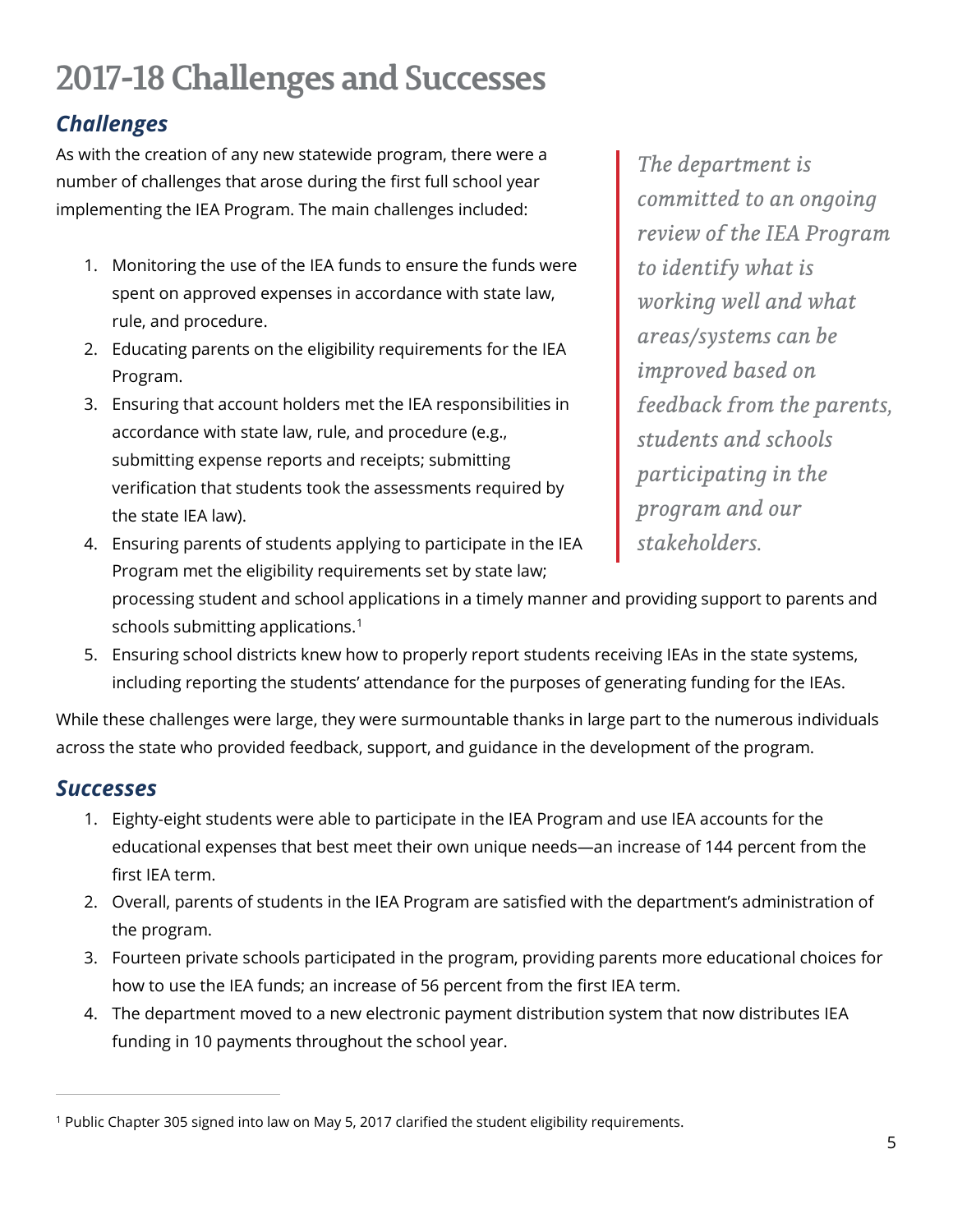# 2017-18 Challenges and Successes

## *Challenges*

As with the creation of any new statewide program, there were a number of challenges that arose during the first full school year implementing the IEA Program. The main challenges included:

> *The department is committed to an ongoing review of the IEA Program to identify what is working well and what areas/systems can be improved based on feedback from the parents, students and schools participating in the program and our stakeholders.*

1. Monitoring the use of the IEA funds to ensure the funds were spent on approved expenses in accordance with state law, rule, and procedure.
2. Educating parents on the eligibility requirements for the IEA Program.
3. Ensuring that account holders met the IEA responsibilities in accordance with state law, rule, and procedure (e.g., submitting expense reports and receipts; submitting verification that students took the assessments required by the state IEA law).
4. Ensuring parents of students applying to participate in the IEA Program met the eligibility requirements set by state law; processing student and school applications in a timely manner and providing support to parents and schools submitting applications.[1]
5. Ensuring school districts knew how to properly report students receiving IEAs in the state systems, including reporting the students' attendance for the purposes of generating funding for the IEAs.

While these challenges were large, they were surmountable thanks in large part to the numerous individuals across the state who provided feedback, support, and guidance in the development of the program.

## *Successes*

1. Eighty-eight students were able to participate in the IEA Program and use IEA accounts for the educational expenses that best meet their own unique needs—an increase of 144 percent from the first IEA term.
2. Overall, parents of students in the IEA Program are satisfied with the department's administration of the program.
3. Fourteen private schools participated in the program, providing parents more educational choices for how to use the IEA funds; an increase of 56 percent from the first IEA term.
4. The department moved to a new electronic payment distribution system that now distributes IEA funding in 10 payments throughout the school year.

---

[1] Public Chapter 305 signed into law on May 5, 2017 clarified the student eligibility requirements.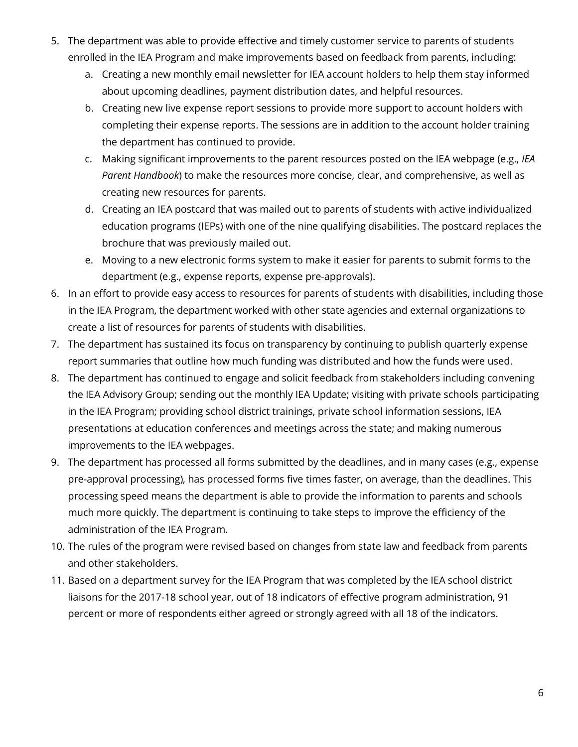5. The department was able to provide effective and timely customer service to parents of students enrolled in the IEA Program and make improvements based on feedback from parents, including:
   a. Creating a new monthly email newsletter for IEA account holders to help them stay informed about upcoming deadlines, payment distribution dates, and helpful resources.
   b. Creating new live expense report sessions to provide more support to account holders with completing their expense reports. The sessions are in addition to the account holder training the department has continued to provide.
   c. Making significant improvements to the parent resources posted on the IEA webpage (e.g., *IEA Parent Handbook*) to make the resources more concise, clear, and comprehensive, as well as creating new resources for parents.
   d. Creating an IEA postcard that was mailed out to parents of students with active individualized education programs (IEPs) with one of the nine qualifying disabilities. The postcard replaces the brochure that was previously mailed out.
   e. Moving to a new electronic forms system to make it easier for parents to submit forms to the department (e.g., expense reports, expense pre-approvals).
6. In an effort to provide easy access to resources for parents of students with disabilities, including those in the IEA Program, the department worked with other state agencies and external organizations to create a list of resources for parents of students with disabilities.
7. The department has sustained its focus on transparency by continuing to publish quarterly expense report summaries that outline how much funding was distributed and how the funds were used.
8. The department has continued to engage and solicit feedback from stakeholders including convening the IEA Advisory Group; sending out the monthly IEA Update; visiting with private schools participating in the IEA Program; providing school district trainings, private school information sessions, IEA presentations at education conferences and meetings across the state; and making numerous improvements to the IEA webpages.
9. The department has processed all forms submitted by the deadlines, and in many cases (e.g., expense pre-approval processing), has processed forms five times faster, on average, than the deadlines. This processing speed means the department is able to provide the information to parents and schools much more quickly. The department is continuing to take steps to improve the efficiency of the administration of the IEA Program.
10. The rules of the program were revised based on changes from state law and feedback from parents and other stakeholders.
11. Based on a department survey for the IEA Program that was completed by the IEA school district liaisons for the 2017-18 school year, out of 18 indicators of effective program administration, 91 percent or more of respondents either agreed or strongly agreed with all 18 of the indicators.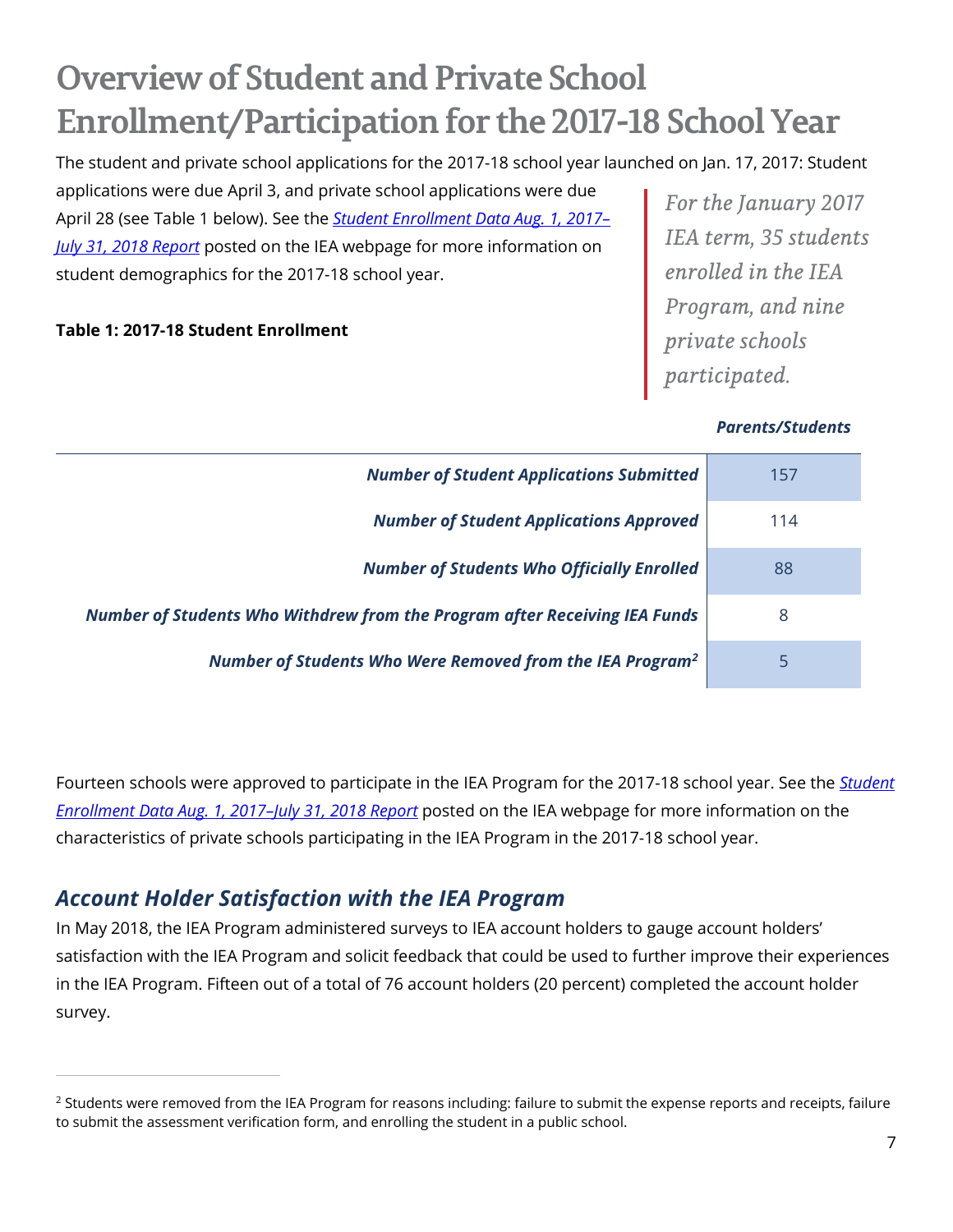# Overview of Student and Private School Enrollment/Participation for the 2017-18 School Year

The student and private school applications for the 2017-18 school year launched on Jan. 17, 2017: Student applications were due April 3, and private school applications were due April 28 (see Table 1 below). See the [*Student Enrollment Data Aug. 1, 2017–July 31, 2018 Report*]() posted on the IEA webpage for more information on student demographics for the 2017-18 school year.

> *For the January 2017 IEA term, 35 students enrolled in the IEA Program, and nine private schools participated.*

**Table 1: 2017-18 Student Enrollment**

| | *Parents/Students* |
|---|---|
| ***Number of Student Applications Submitted*** | 157 |
| ***Number of Student Applications Approved*** | 114 |
| ***Number of Students Who Officially Enrolled*** | 88 |
| ***Number of Students Who Withdrew from the Program after Receiving IEA Funds*** | 8 |
| ***Number of Students Who Were Removed from the IEA Program[2]*** | 5 |

Fourteen schools were approved to participate in the IEA Program for the 2017-18 school year. See the [*Student Enrollment Data Aug. 1, 2017–July 31, 2018 Report*]() posted on the IEA webpage for more information on the characteristics of private schools participating in the IEA Program in the 2017-18 school year.

## *Account Holder Satisfaction with the IEA Program*

In May 2018, the IEA Program administered surveys to IEA account holders to gauge account holders' satisfaction with the IEA Program and solicit feedback that could be used to further improve their experiences in the IEA Program. Fifteen out of a total of 76 account holders (20 percent) completed the account holder survey.

---

[2] Students were removed from the IEA Program for reasons including: failure to submit the expense reports and receipts, failure to submit the assessment verification form, and enrolling the student in a public school.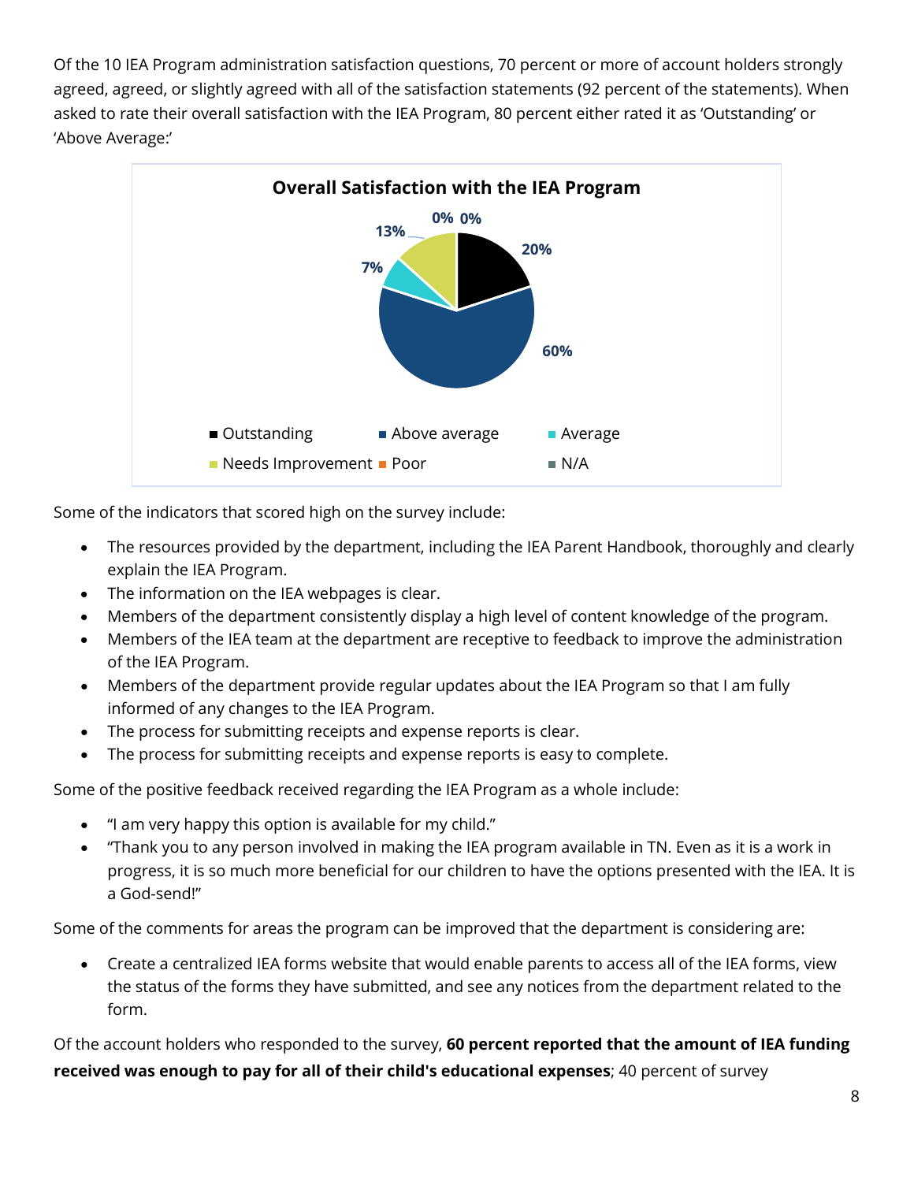Of the 10 IEA Program administration satisfaction questions, 70 percent or more of account holders strongly agreed, agreed, or slightly agreed with all of the satisfaction statements (92 percent of the statements). When asked to rate their overall satisfaction with the IEA Program, 80 percent either rated it as 'Outstanding' or 'Above Average:'

**Overall Satisfaction with the IEA Program**

| Rating | Percent |
|---|---|
| Outstanding | 20% |
| Above average | 60% |
| Average | 7% |
| Needs Improvement | 13% |
| Poor | 0% |
| N/A | 0% |

Some of the indicators that scored high on the survey include:

- The resources provided by the department, including the IEA Parent Handbook, thoroughly and clearly explain the IEA Program.
- The information on the IEA webpages is clear.
- Members of the department consistently display a high level of content knowledge of the program.
- Members of the IEA team at the department are receptive to feedback to improve the administration of the IEA Program.
- Members of the department provide regular updates about the IEA Program so that I am fully informed of any changes to the IEA Program.
- The process for submitting receipts and expense reports is clear.
- The process for submitting receipts and expense reports is easy to complete.

Some of the positive feedback received regarding the IEA Program as a whole include:

- "I am very happy this option is available for my child."
- "Thank you to any person involved in making the IEA program available in TN. Even as it is a work in progress, it is so much more beneficial for our children to have the options presented with the IEA. It is a God-send!"

Some of the comments for areas the program can be improved that the department is considering are:

- Create a centralized IEA forms website that would enable parents to access all of the IEA forms, view the status of the forms they have submitted, and see any notices from the department related to the form.

Of the account holders who responded to the survey, **60 percent reported that the amount of IEA funding received was enough to pay for all of their child's educational expenses**; 40 percent of survey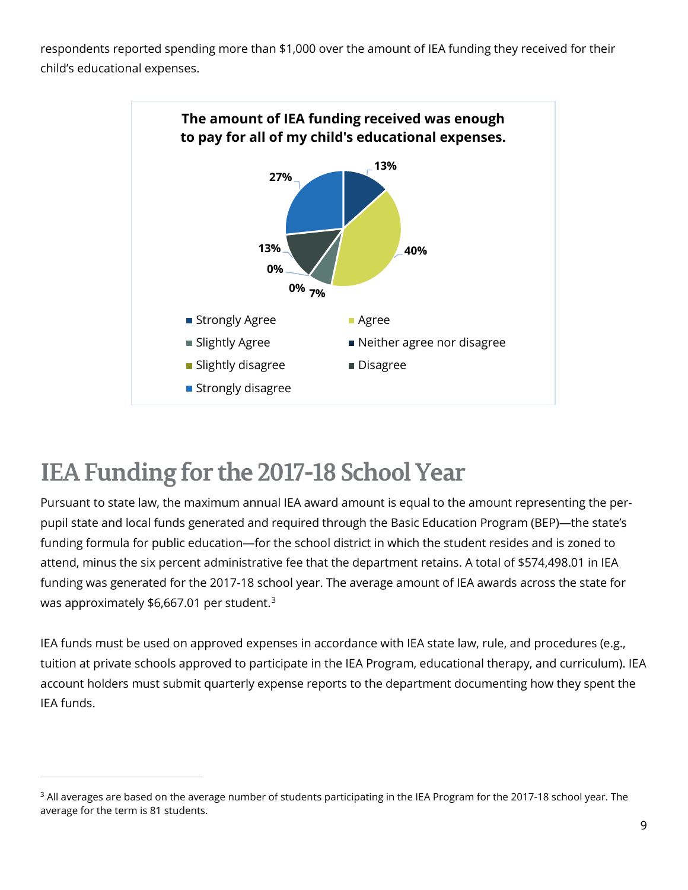respondents reported spending more than $1,000 over the amount of IEA funding they received for their child's educational expenses.

**The amount of IEA funding received was enough to pay for all of my child's educational expenses.**

| Response | Percent |
| --- | --- |
| Strongly Agree | 13% |
| Agree | 40% |
| Slightly Agree | 7% |
| Neither agree nor disagree | 0% |
| Slightly disagree | 0% |
| Disagree | 13% |
| Strongly disagree | 27% |

# IEA Funding for the 2017-18 School Year

Pursuant to state law, the maximum annual IEA award amount is equal to the amount representing the per-pupil state and local funds generated and required through the Basic Education Program (BEP)—the state's funding formula for public education—for the school district in which the student resides and is zoned to attend, minus the six percent administrative fee that the department retains. A total of $574,498.01 in IEA funding was generated for the 2017-18 school year. The average amount of IEA awards across the state for was approximately $6,667.01 per student.[3]

IEA funds must be used on approved expenses in accordance with IEA state law, rule, and procedures (e.g., tuition at private schools approved to participate in the IEA Program, educational therapy, and curriculum). IEA account holders must submit quarterly expense reports to the department documenting how they spent the IEA funds.

[3] All averages are based on the average number of students participating in the IEA Program for the 2017-18 school year. The average for the term is 81 students.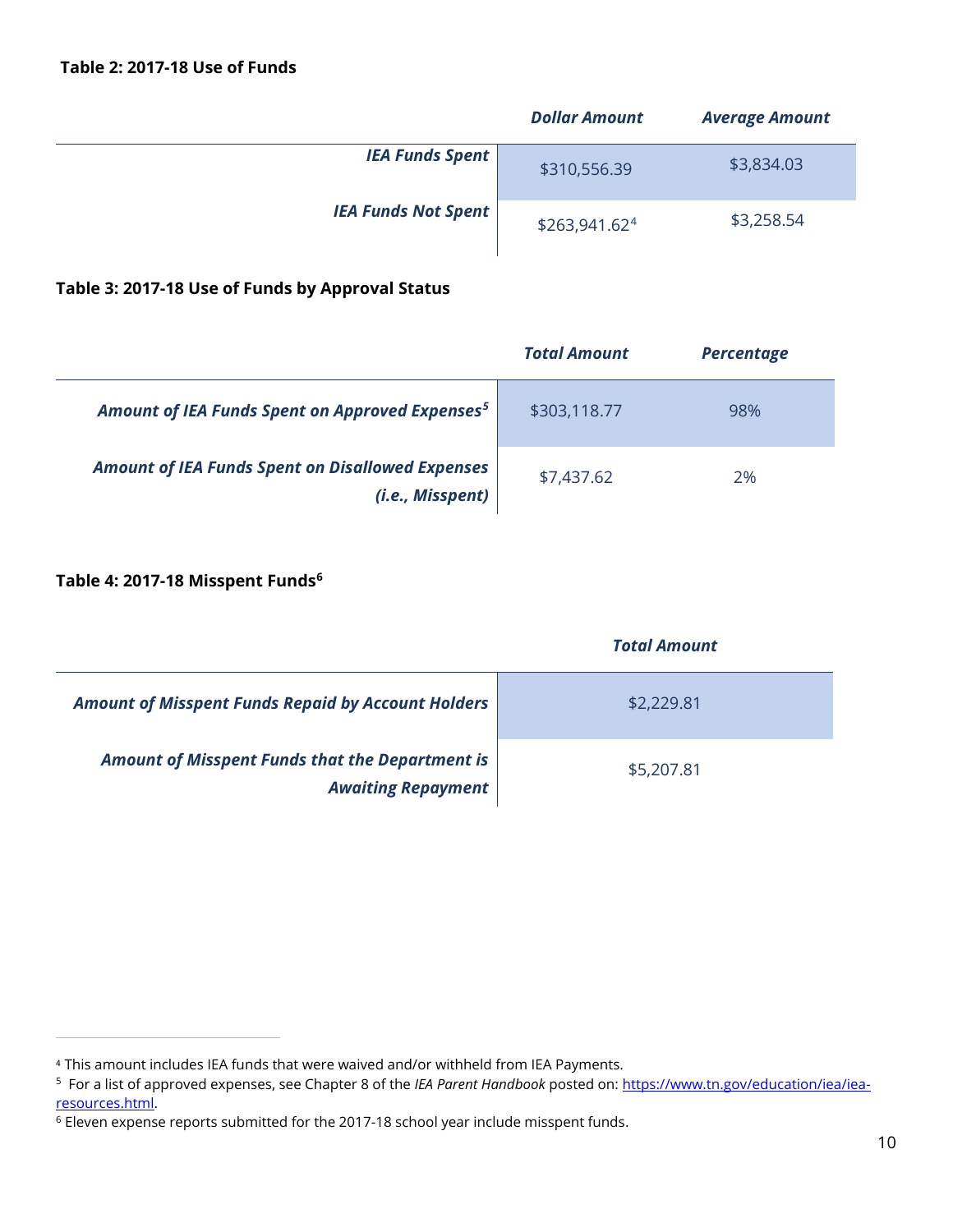**Table 2: 2017-18 Use of Funds**

| | *Dollar Amount* | *Average Amount* |
|---|---|---|
| ***IEA Funds Spent*** | $310,556.39 | $3,834.03 |
| ***IEA Funds Not Spent*** | $263,941.62[4] | $3,258.54 |

**Table 3: 2017-18 Use of Funds by Approval Status**

| | *Total Amount* | *Percentage* |
|---|---|---|
| ***Amount of IEA Funds Spent on Approved Expenses***[5] | $303,118.77 | 98% |
| ***Amount of IEA Funds Spent on Disallowed Expenses (i.e., Misspent)*** | $7,437.62 | 2% |

**Table 4: 2017-18 Misspent Funds**[6]

| | *Total Amount* |
|---|---|
| ***Amount of Misspent Funds Repaid by Account Holders*** | $2,229.81 |
| ***Amount of Misspent Funds that the Department is Awaiting Repayment*** | $5,207.81 |

---

[4] This amount includes IEA funds that were waived and/or withheld from IEA Payments.

[5] For a list of approved expenses, see Chapter 8 of the *IEA Parent Handbook* posted on: https://www.tn.gov/education/iea/iea-resources.html.

[6] Eleven expense reports submitted for the 2017-18 school year include misspent funds.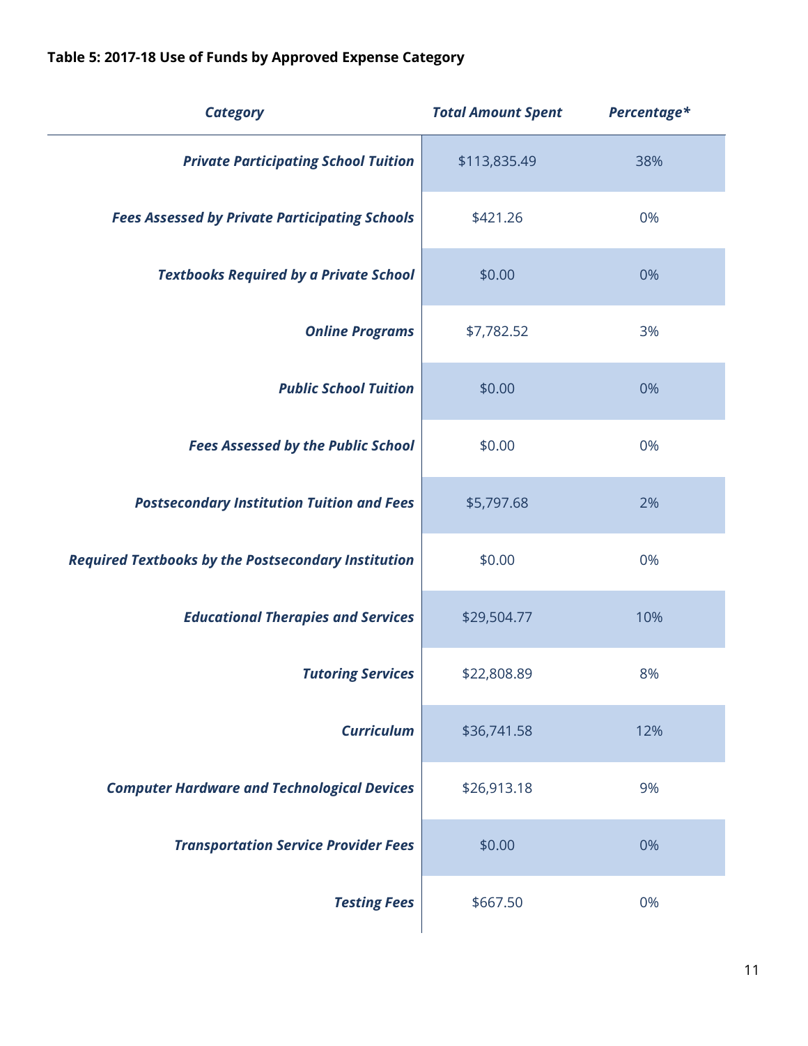**Table 5: 2017-18 Use of Funds by Approved Expense Category**

| *Category* | *Total Amount Spent* | *Percentage** |
|---|---|---|
| ***Private Participating School Tuition*** | $113,835.49 | 38% |
| ***Fees Assessed by Private Participating Schools*** | $421.26 | 0% |
| ***Textbooks Required by a Private School*** | $0.00 | 0% |
| ***Online Programs*** | $7,782.52 | 3% |
| ***Public School Tuition*** | $0.00 | 0% |
| ***Fees Assessed by the Public School*** | $0.00 | 0% |
| ***Postsecondary Institution Tuition and Fees*** | $5,797.68 | 2% |
| ***Required Textbooks by the Postsecondary Institution*** | $0.00 | 0% |
| ***Educational Therapies and Services*** | $29,504.77 | 10% |
| ***Tutoring Services*** | $22,808.89 | 8% |
| ***Curriculum*** | $36,741.58 | 12% |
| ***Computer Hardware and Technological Devices*** | $26,913.18 | 9% |
| ***Transportation Service Provider Fees*** | $0.00 | 0% |
| ***Testing Fees*** | $667.50 | 0% |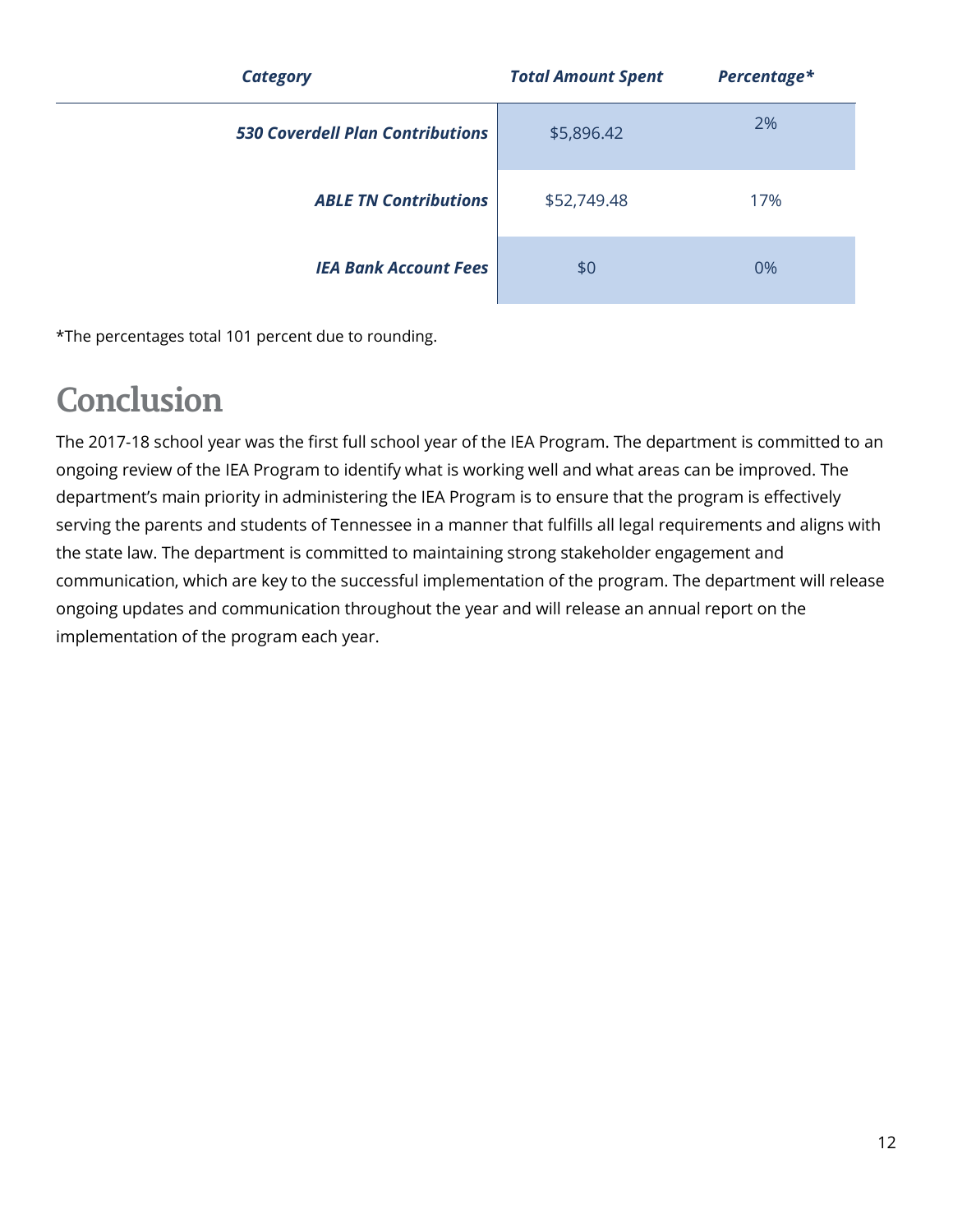| *Category* | *Total Amount Spent* | *Percentage** |
|---|---|---|
| ***530 Coverdell Plan Contributions*** | $5,896.42 | 2% |
| ***ABLE TN Contributions*** | $52,749.48 | 17% |
| ***IEA Bank Account Fees*** | $0 | 0% |

*The percentages total 101 percent due to rounding.

# Conclusion

The 2017-18 school year was the first full school year of the IEA Program. The department is committed to an ongoing review of the IEA Program to identify what is working well and what areas can be improved. The department's main priority in administering the IEA Program is to ensure that the program is effectively serving the parents and students of Tennessee in a manner that fulfills all legal requirements and aligns with the state law. The department is committed to maintaining strong stakeholder engagement and communication, which are key to the successful implementation of the program. The department will release ongoing updates and communication throughout the year and will release an annual report on the implementation of the program each year.